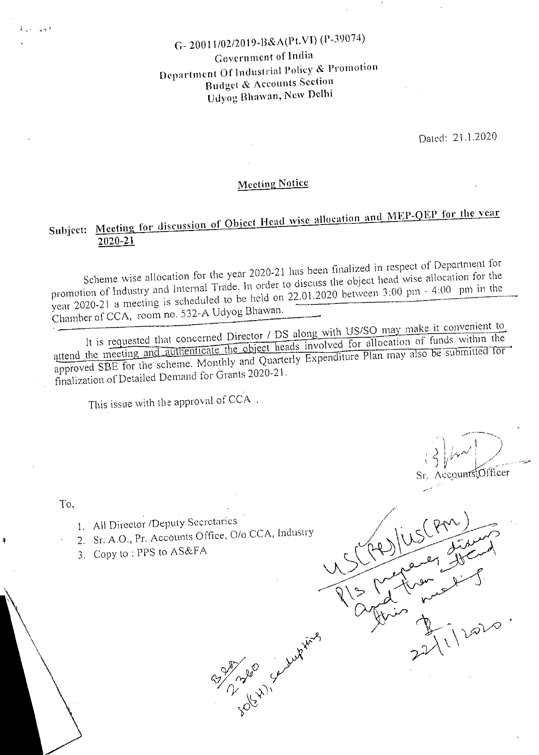G- 20011/02/2019-B&A(Pt.VI) (P-39074)
Government of India
Department Of Industrial Policy & Promotion
Budget & Accounts Section
Udyog Bhawan, New Delhi

Dated: 21.1.2020

**Meeting Notice**

**Subject: Meeting for discussion of Object Head wise allocation and MEP-QEP for the year 2020-21**

Scheme wise allocation for the year 2020-21 has been finalized in respect of Department for promotion of Industry and Internal Trade. In order to discuss the object head wise allocation for the year 2020-21 a meeting is scheduled to be held on 22.01.2020 between 3:00 pm - 4:00 pm in the Chamber of CCA, room no. 532-A Udyog Bhawan.

It is requested that concerned Director / DS along with US/SO may make it convenient to attend the meeting and authenticate the object heads involved for allocation of funds within the approved SBE for the scheme. Monthly and Quarterly Expenditure Plan may also be submitted for finalization of Detailed Demand for Grants 2020-21.

This issue with the approval of CCA .

Sr. Accounts Officer

To,

1. All Director /Deputy Secretaries
2. Sr. A.O., Pr. Accounts Office, O/o CCA, Industry
3. Copy to : PPS to AS&FA

US(PR)/US(PM)
Pls prepare, discuss and then attend this meeting.
22/1/2020.

B&A
2360
20(H), Sandupting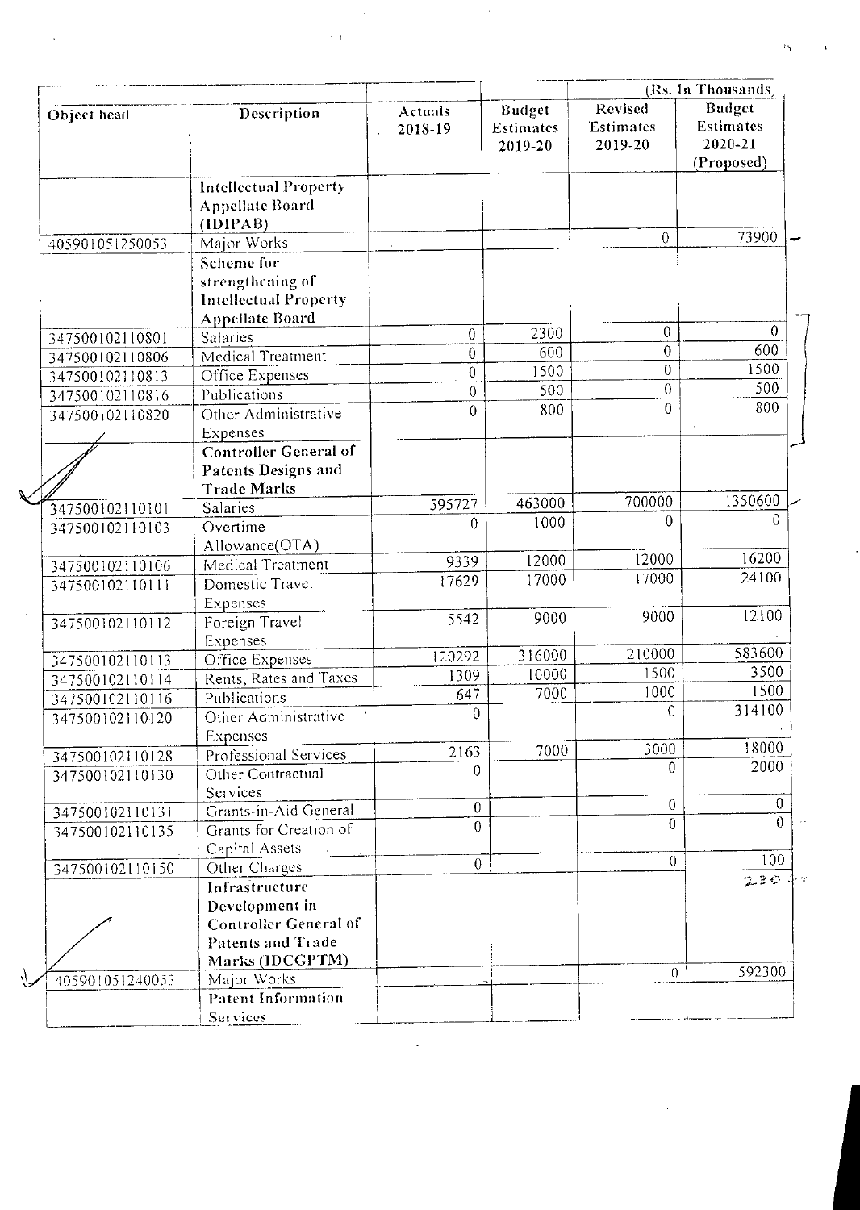| Object head | Description | Actuals 2018-19 | Budget Estimates 2019-20 | Revised Estimates 2019-20 | Budget Estimates 2020-21 (Proposed) |
|---|---|---|---|---|---|
| | | | | (Rs. In Thousands) | |
| | **Intellectual Property Appellate Board (IDIPAB)** | | | | |
| 405901051250053 | Major Works | | | 0 | 73900 |
| | **Scheme for strengthening of Intellectual Property Appellate Board** | | | | |
| 347500102110801 | Salaries | 0 | 2300 | 0 | 0 |
| 347500102110806 | Medical Treatment | 0 | 600 | 0 | 600 |
| 347500102110813 | Office Expenses | 0 | 1500 | 0 | 1500 |
| 347500102110816 | Publications | 0 | 500 | 0 | 500 |
| 347500102110820 | Other Administrative Expenses | 0 | 800 | 0 | 800 |
| | **Controller General of Patents Designs and Trade Marks** | | | | |
| 347500102110101 | Salaries | 595727 | 463000 | 700000 | 1350600 |
| 347500102110103 | Overtime Allowance(OTA) | 0 | 1000 | 0 | 0 |
| 347500102110106 | Medical Treatment | 9339 | 12000 | 12000 | 16200 |
| 347500102110111 | Domestic Travel Expenses | 17629 | 17000 | 17000 | 24100 |
| 347500102110112 | Foreign Travel Expenses | 5542 | 9000 | 9000 | 12100 |
| 347500102110113 | Office Expenses | 120292 | 316000 | 210000 | 583600 |
| 347500102110114 | Rents, Rates and Taxes | 1309 | 10000 | 1500 | 3500 |
| 347500102110116 | Publications | 647 | 7000 | 1000 | 1500 |
| 347500102110120 | Other Administrative Expenses | 0 | | 0 | 314100 |
| 347500102110128 | Professional Services | 2163 | 7000 | 3000 | 18000 |
| 347500102110130 | Other Contractual Services | 0 | | 0 | 2000 |
| 347500102110131 | Grants-in-Aid General | 0 | | 0 | 0 |
| 347500102110135 | Grants for Creation of Capital Assets | 0 | | 0 | 0 |
| 347500102110150 | Other Charges | 0 | | 0 | 100 |
| | **Infrastructure Development in Controller General of Patents and Trade Marks (IDCGPTM)** | | | | |
| 405901051240053 | Major Works | | | 0 | 592300 |
| | **Patent Information Services** | | | | |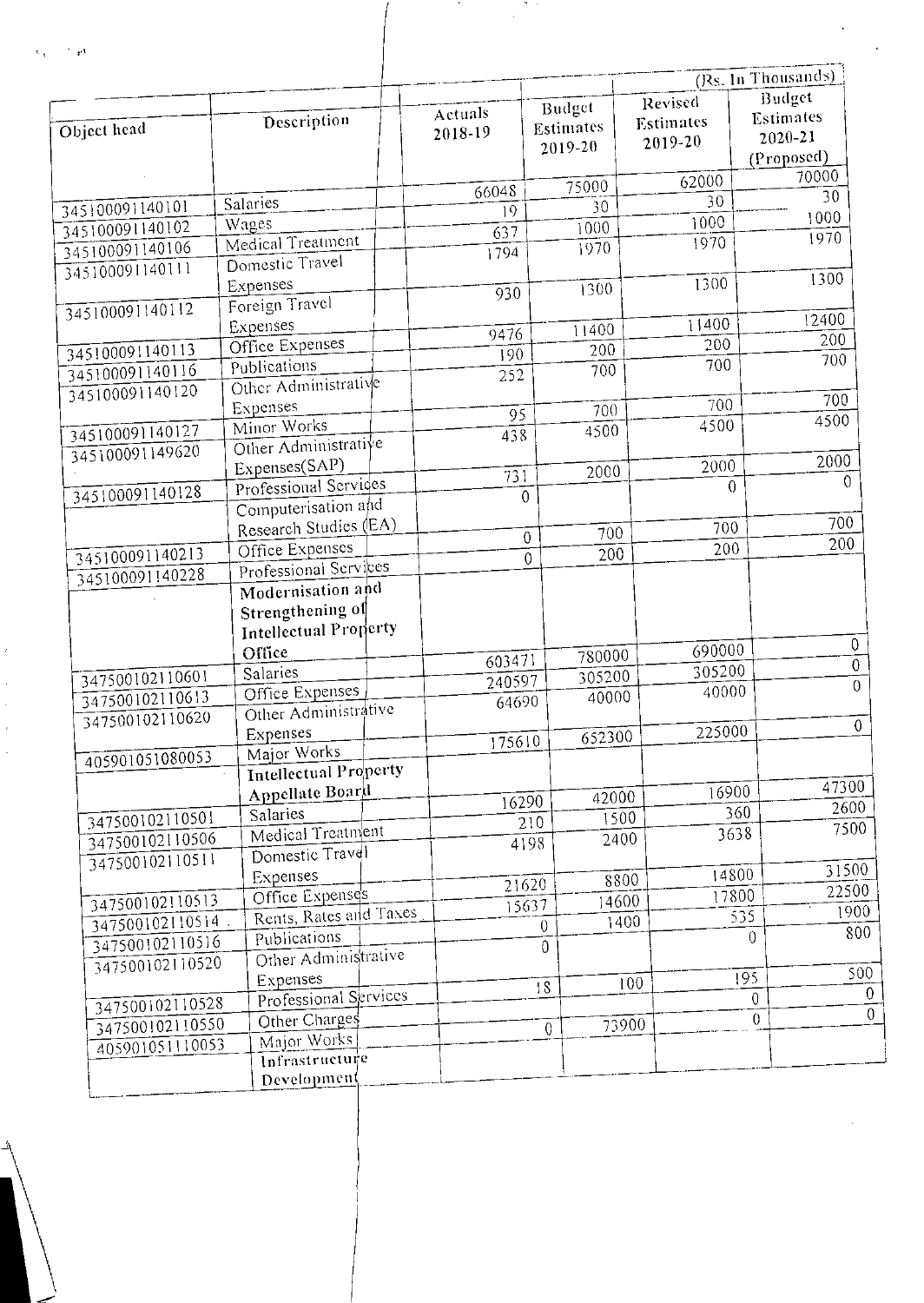(Rs. In Thousands)

| Object head | Description | Actuals 2018-19 | Budget Estimates 2019-20 | Revised Estimates 2019-20 | Budget Estimates 2020-21 (Proposed) |
|---|---|---|---|---|---|
| 345100091140101 | Salaries | 66048 | 75000 | 62000 | 70000 |
| 345100091140102 | Wages | 19 | 30 | 30 | 30 |
| 345100091140106 | Medical Treatment | 637 | 1000 | 1000 | 1000 |
| 345100091140111 | Domestic Travel Expenses | 1794 | 1970 | 1970 | 1970 |
| 345100091140112 | Foreign Travel Expenses | 930 | 1300 | 1300 | 1300 |
| 345100091140113 | Office Expenses | 9476 | 11400 | 11400 | 12400 |
| 345100091140116 | Publications | 190 | 200 | 200 | 200 |
| 345100091140120 | Other Administrative Expenses | 252 | 700 | 700 | 700 |
| 345100091140127 | Minor Works | 95 | 700 | 700 | 700 |
| 345100091149620 | Other Administrative Expenses(SAP) | 438 | 4500 | 4500 | 4500 |
| 345100091140128 | Professional Services | 731 | 2000 | 2000 | 2000 |
| | Computerisation and Research Studies (EA) | 0 | | 0 | 0 |
| 345100091140213 | Office Expenses | 0 | 700 | 700 | 700 |
| 345100091140228 | Professional Services | 0 | 200 | 200 | 200 |
| | **Modernisation and Strengthening of Intellectual Property Office** | | | | |
| 347500102110601 | Salaries | 603471 | 780000 | 690000 | 0 |
| 347500102110613 | Office Expenses | 240597 | 305200 | 305200 | 0 |
| 347500102110620 | Other Administrative Expenses | 64690 | 40000 | 40000 | 0 |
| 405901051080053 | Major Works | 175610 | 652300 | 225000 | 0 |
| | **Intellectual Property Appellate Board** | | | | |
| 347500102110501 | Salaries | 16290 | 42000 | 16900 | 47300 |
| 347500102110506 | Medical Treatment | 210 | 1500 | 360 | 2600 |
| 347500102110511 | Domestic Travel Expenses | 4198 | 2400 | 3638 | 7500 |
| 347500102110513 | Office Expenses | 21620 | 8800 | 14800 | 31500 |
| 347500102110514 | Rents, Rates and Taxes | 15637 | 14600 | 17800 | 22500 |
| 347500102110516 | Publications | 0 | 1400 | 535 | 1900 |
| 347500102110520 | Other Administrative Expenses | 0 | | 0 | 800 |
| 347500102110528 | Professional Services | 18 | 100 | 195 | 500 |
| 347500102110550 | Other Charges | | | 0 | 0 |
| 405901051110053 | Major Works | 0 | 73900 | 0 | 0 |
| | **Infrastructure Development** | | | | |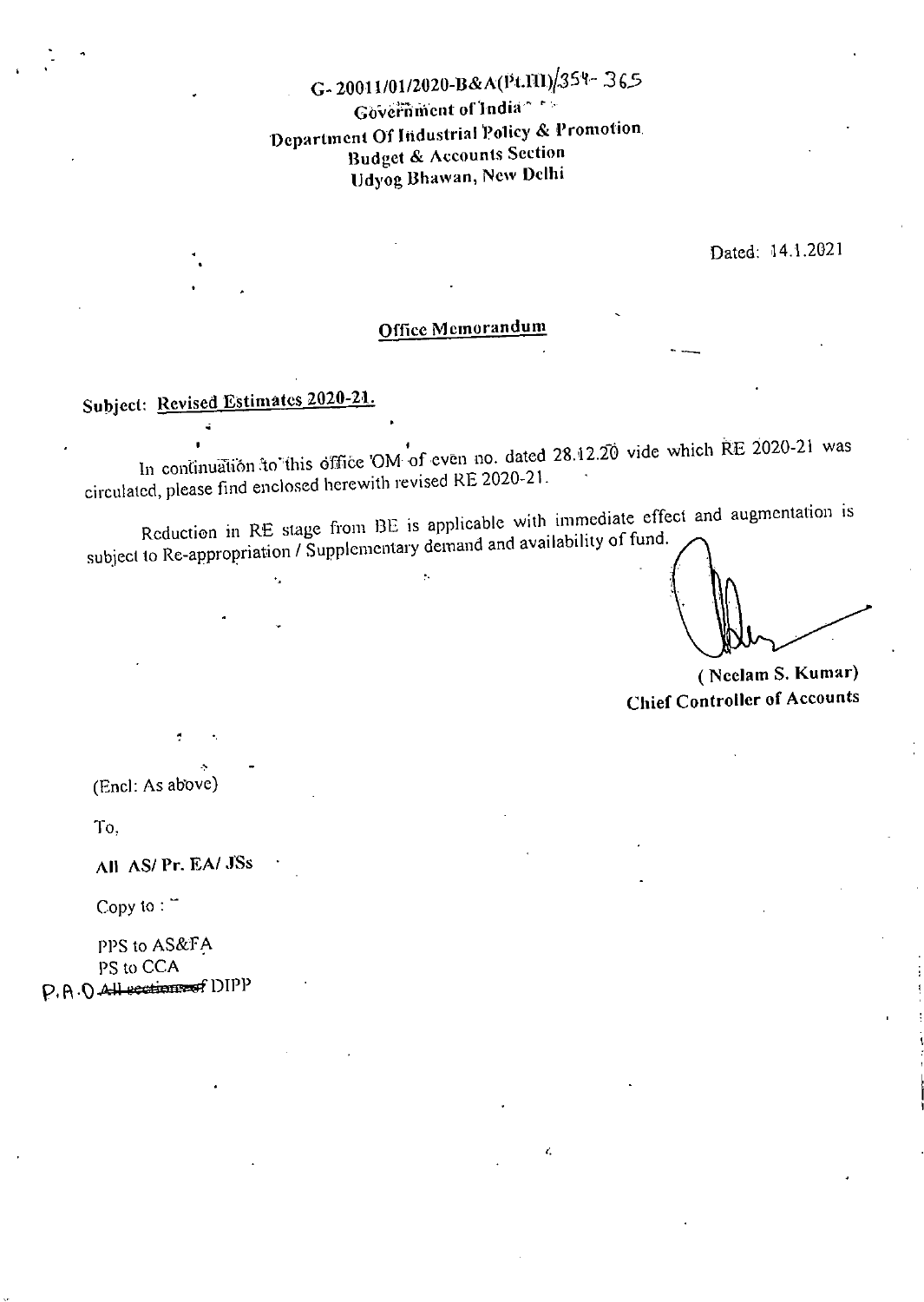G- 20011/01/2020-B&A(Pt.III)/354- 365

Government of India

Department Of Industrial Policy & Promotion

Budget & Accounts Section

Udyog Bhawan, New Delhi

Dated: 14.1.2021

## Office Memorandum

**Subject: Revised Estimates 2020-21.**

In continuation to this office OM of even no. dated 28.12.20 vide which RE 2020-21 was circulated, please find enclosed herewith revised RE 2020-21.

Reduction in RE stage from BE is applicable with immediate effect and augmentation is subject to Re-appropriation / Supplementary demand and availability of fund.

**( Neelam S. Kumar)**
**Chief Controller of Accounts**

(Encl: As above)

To,

**All AS/ Pr. EA/ JSs**

Copy to :

PPS to AS&FA
PS to CCA
P.A.O ~~All sections of~~ DIPP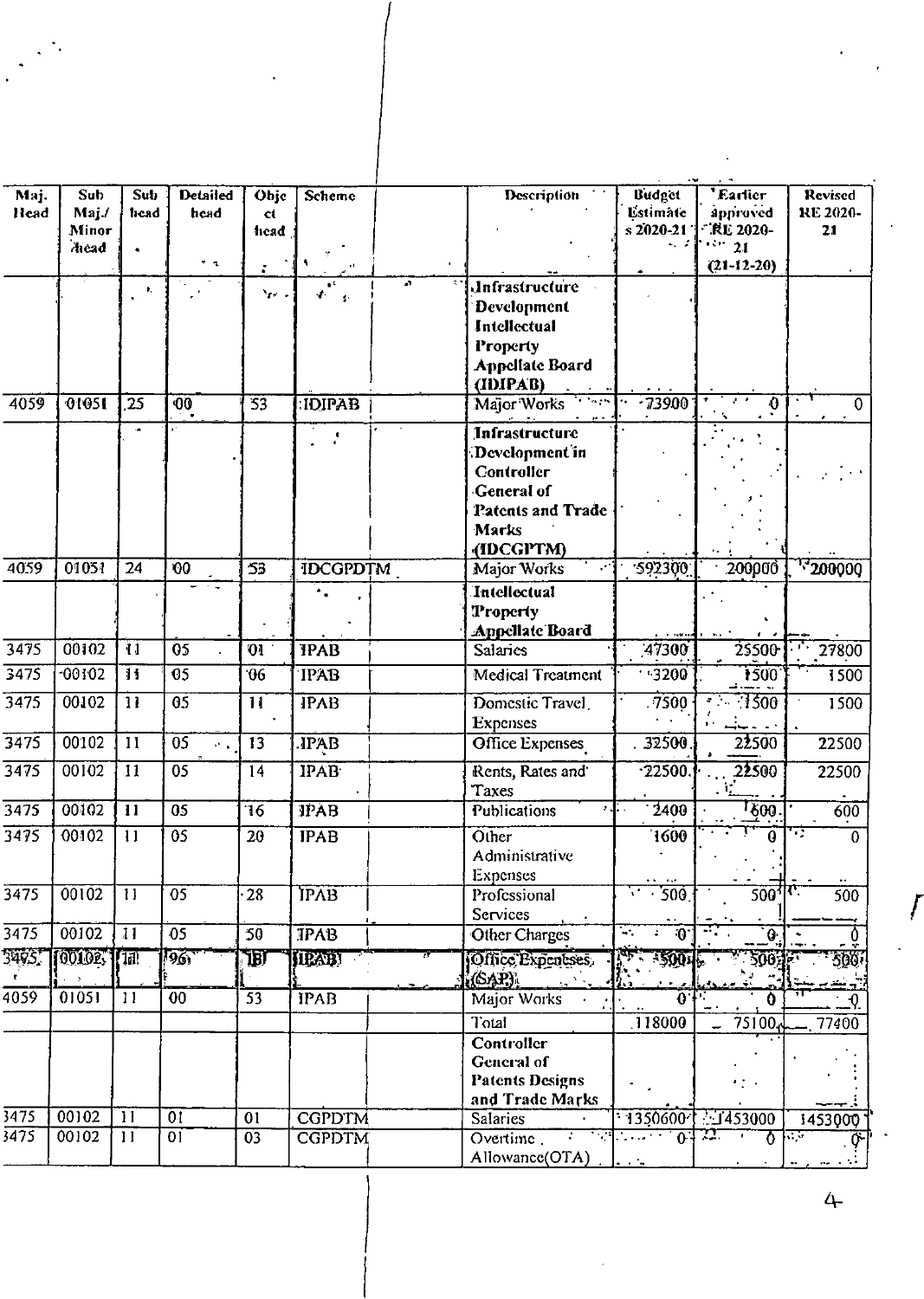| Maj. Head | Sub Maj./ Minor head | Sub head | Detailed head | Object head | Scheme | Description | Budget Estimates 2020-21 | Earlier approved RE 2020-21 (21-12-20) | Revised RE 2020-21 |
|---|---|---|---|---|---|---|---|---|---|
| | | | | | | **Infrastructure Development Intellectual Property Appellate Board (IDIPAB)** | | | |
| 4059 | 01051 | 25 | 00 | 53 | IDIPAB | Major Works | 73900 | 0 | 0 |
| | | | | | | **Infrastructure Development in Controller General of Patents and Trade Marks (IDCGPTM)** | | | |
| 4059 | 01051 | 24 | 00 | 53 | IDCGPDTM | Major Works | 592300 | 200000 | 200000 |
| | | | | | | **Intellectual Property Appellate Board** | | | |
| 3475 | 00102 | 11 | 05 | 01 | IPAB | Salaries | 47300 | 25500 | 27800 |
| 3475 | 00102 | 11 | 05 | 06 | IPAB | Medical Treatment | 3200 | 1500 | 1500 |
| 3475 | 00102 | 11 | 05 | 11 | IPAB | Domestic Travel Expenses | 7500 | 1500 | 1500 |
| 3475 | 00102 | 11 | 05 | 13 | IPAB | Office Expenses | 32500 | 22500 | 22500 |
| 3475 | 00102 | 11 | 05 | 14 | IPAB | Rents, Rates and Taxes | 22500 | 22500 | 22500 |
| 3475 | 00102 | 11 | 05 | 16 | IPAB | Publications | 2400 | 600 | 600 |
| 3475 | 00102 | 11 | 05 | 20 | IPAB | Other Administrative Expenses | 1600 | 0 | 0 |
| 3475 | 00102 | 11 | 05 | 28 | IPAB | Professional Services | 500 | 500 | 500 |
| 3475 | 00102 | 11 | 05 | 50 | IPAB | Other Charges | 0 | 0 | 0 |
| 3475 | 00102 | 11 | 96 | 13 | IPAB | Office Expenses (SAP) | 500 | 500 | 500 |
| 4059 | 01051 | 11 | 00 | 53 | IPAB | Major Works | 0 | 0 | 0 |
| | | | | | | Total | 118000 | 75100 | 77400 |
| | | | | | | **Controller General of Patents Designs and Trade Marks** | | | |
| 3475 | 00102 | 11 | 01 | 01 | CGPDTM | Salaries | 1350600 | 1453000 | 1453000 |
| 3475 | 00102 | 11 | 01 | 03 | CGPDTM | Overtime Allowance(OTA) | 0 | 0 | 0 |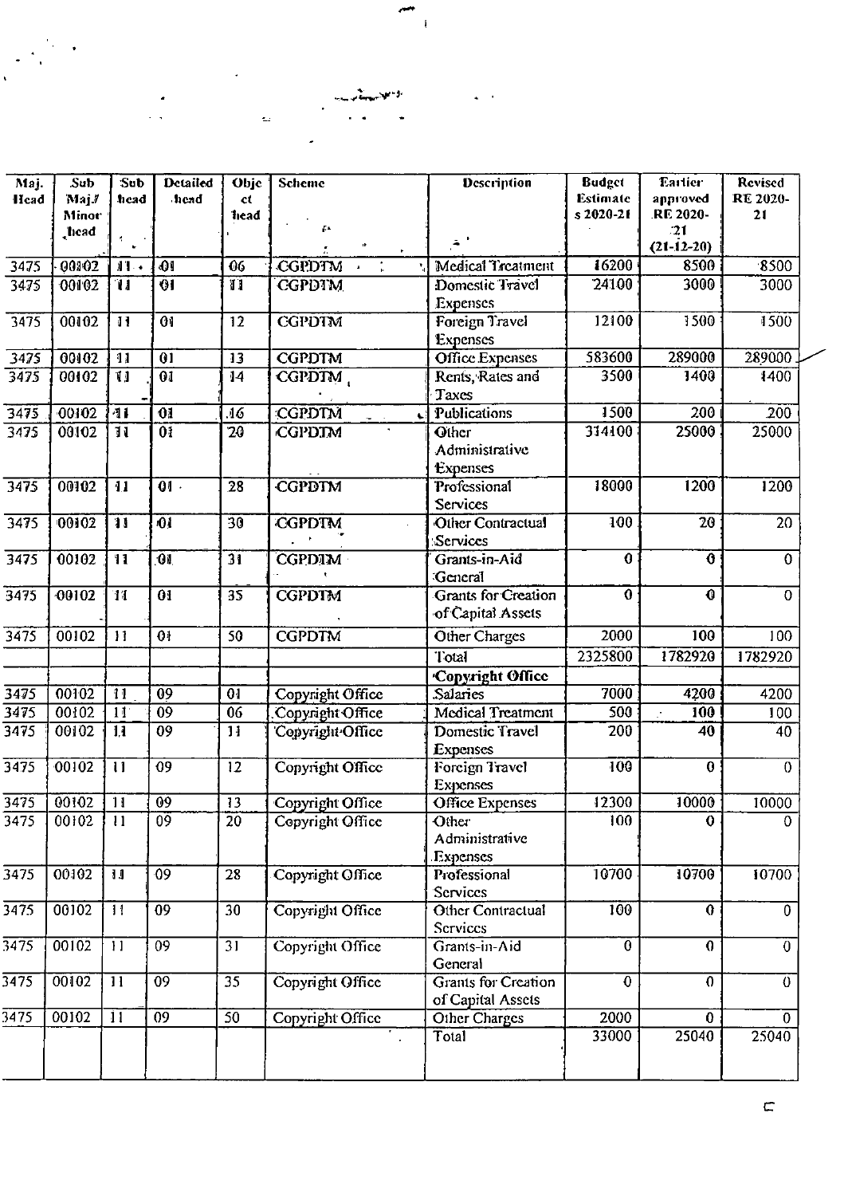| Maj. Head | Sub Maj./ Minor head | Sub head | Detailed head | Object head | Scheme | Description | Budget Estimates 2020-21 | Earlier approved RE 2020-21 (21-12-20) | Revised RE 2020-21 |
|---|---|---|---|---|---|---|---|---|---|
| 3475 | 00102 | 11 | 01 | 06 | CGPDTM | Medical Treatment | 16200 | 8500 | 8500 |
| 3475 | 00102 | 11 | 01 | 11 | CGPDTM | Domestic Travel Expenses | 24100 | 3000 | 3000 |
| 3475 | 00102 | 11 | 01 | 12 | CGPDTM | Foreign Travel Expenses | 12100 | 1500 | 1500 |
| 3475 | 00102 | 11 | 01 | 13 | CGPDTM | Office Expenses | 583600 | 289000 | 289000 |
| 3475 | 00102 | 11 | 01 | 14 | CGPDTM | Rents, Rates and Taxes | 3500 | 1400 | 1400 |
| 3475 | 00102 | 11 | 01 | 16 | CGPDTM | Publications | 1500 | 200 | 200 |
| 3475 | 00102 | 11 | 01 | 20 | CGPDTM | Other Administrative Expenses | 314100 | 25000 | 25000 |
| 3475 | 00102 | 11 | 01 | 28 | CGPDTM | Professional Services | 18000 | 1200 | 1200 |
| 3475 | 00102 | 11 | 01 | 30 | CGPDTM | Other Contractual Services | 100 | 20 | 20 |
| 3475 | 00102 | 11 | 01 | 31 | CGPDTM | Grants-in-Aid General | 0 | 0 | 0 |
| 3475 | 00102 | 11 | 01 | 35 | CGPDTM | Grants for Creation of Capital Assets | 0 | 0 | 0 |
| 3475 | 00102 | 11 | 01 | 50 | CGPDTM | Other Charges | 2000 | 100 | 100 |
| | | | | | | Total | 2325800 | 1782920 | 1782920 |
| | | | | | | **Copyright Office** | | | |
| 3475 | 00102 | 11 | 09 | 01 | Copyright Office | Salaries | 7000 | 4200 | 4200 |
| 3475 | 00102 | 11 | 09 | 06 | Copyright Office | Medical Treatment | 500 | 100 | 100 |
| 3475 | 00102 | 11 | 09 | 11 | Copyright Office | Domestic Travel Expenses | 200 | 40 | 40 |
| 3475 | 00102 | 11 | 09 | 12 | Copyright Office | Foreign Travel Expenses | 100 | 0 | 0 |
| 3475 | 00102 | 11 | 09 | 13 | Copyright Office | Office Expenses | 12300 | 10000 | 10000 |
| 3475 | 00102 | 11 | 09 | 20 | Copyright Office | Other Administrative Expenses | 100 | 0 | 0 |
| 3475 | 00102 | 11 | 09 | 28 | Copyright Office | Professional Services | 10700 | 10700 | 10700 |
| 3475 | 00102 | 11 | 09 | 30 | Copyright Office | Other Contractual Services | 100 | 0 | 0 |
| 3475 | 00102 | 11 | 09 | 31 | Copyright Office | Grants-in-Aid General | 0 | 0 | 0 |
| 3475 | 00102 | 11 | 09 | 35 | Copyright Office | Grants for Creation of Capital Assets | 0 | 0 | 0 |
| 3475 | 00102 | 11 | 09 | 50 | Copyright Office | Other Charges | 2000 | 0 | 0 |
| | | | | | | Total | 33000 | 25040 | 25040 |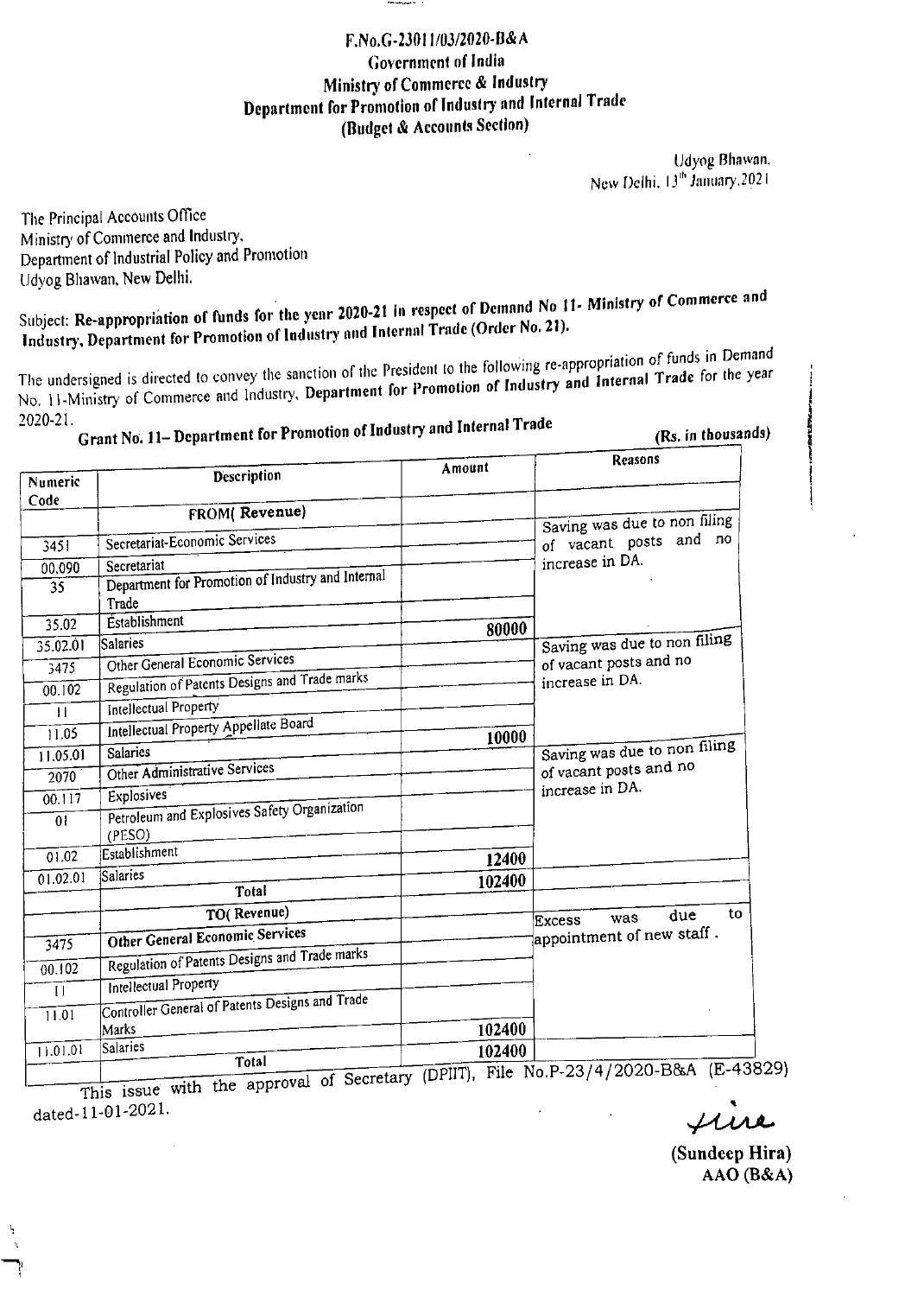F.No.G-23011/03/2020-B&A
Government of India
Ministry of Commerce & Industry
Department for Promotion of Industry and Internal Trade
(Budget & Accounts Section)

Udyog Bhawan,
New Delhi, 13th January,2021

The Principal Accounts Office
Ministry of Commerce and Industry,
Department of Industrial Policy and Promotion
Udyog Bhawan, New Delhi.

Subject: **Re-appropriation of funds for the year 2020-21 in respect of Demand No 11- Ministry of Commerce and Industry, Department for Promotion of Industry and Internal Trade (Order No. 21).**

The undersigned is directed to convey the sanction of the President to the following re-appropriation of funds in Demand No. 11-Ministry of Commerce and Industry, **Department for Promotion of Industry and Internal Trade** for the year 2020-21.

**Grant No. 11– Department for Promotion of Industry and Internal Trade** **(Rs. in thousands)**

| Numeric Code | Description | Amount | Reasons |
|---|---|---|---|
| | **FROM( Revenue)** | | |
| 3451 | Secretariat-Economic Services | | Saving was due to non filing of vacant posts and no increase in DA. |
| 00.090 | Secretariat | | |
| 35 | Department for Promotion of Industry and Internal Trade | | |
| 35.02 | Establishment | | |
| 35.02.01 | Salaries | 80000 | |
| 3475 | Other General Economic Services | | Saving was due to non filing of vacant posts and no increase in DA. |
| 00.102 | Regulation of Patents Designs and Trade marks | | |
| 11 | Intellectual Property | | |
| 11.05 | Intellectual Property Appellate Board | | |
| 11.05.01 | Salaries | 10000 | |
| 2070 | Other Administrative Services | | Saving was due to non filing of vacant posts and no increase in DA. |
| 00.117 | Explosives | | |
| 01 | Petroleum and Explosives Safety Organization (PESO) | | |
| 01.02 | Establishment | | |
| 01.02.01 | Salaries | 12400 | |
| | **Total** | **102400** | |
| | **TO( Revenue)** | | Excess was due to appointment of new staff . |
| 3475 | **Other General Economic Services** | | |
| 00.102 | Regulation of Patents Designs and Trade marks | | |
| 11 | Intellectual Property | | |
| 11.01 | Controller General of Patents Designs and Trade Marks | | |
| 11.01.01 | Salaries | 102400 | |
| | **Total** | **102400** | |

This issue with the approval of Secretary (DPIIT), File No.P-23/4/2020-B&A (E-43829) dated-11-01-2021.

*Hira*

**(Sundeep Hira)**
**AAO (B&A)**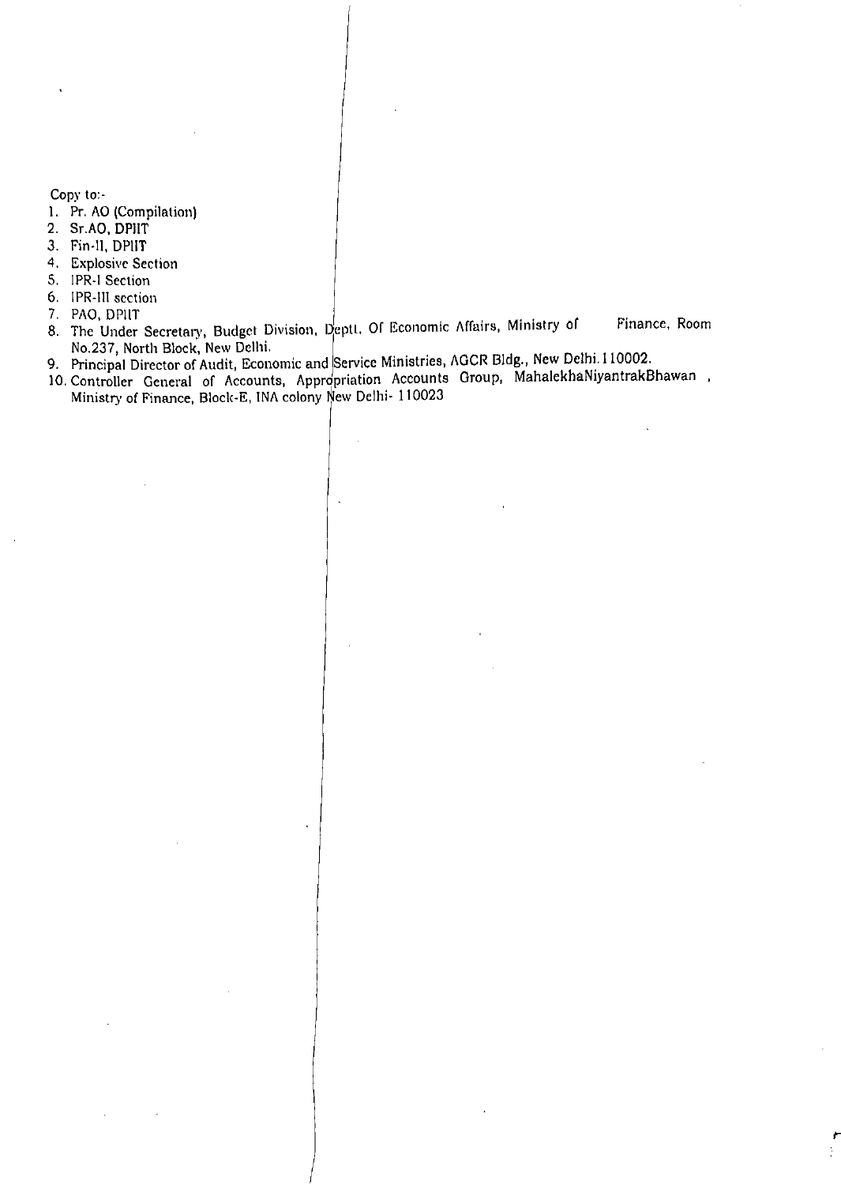Copy to:-

1. Pr. AO (Compilation)
2. Sr.AO, DPIIT
3. Fin-II, DPIIT
4. Explosive Section
5. IPR-I Section
6. IPR-III section
7. PAO, DPIIT
8. The Under Secretary, Budget Division, Deptt. Of Economic Affairs, Ministry of Finance, Room No.237, North Block, New Delhi.
9. Principal Director of Audit, Economic and Service Ministries, AGCR Bldg., New Delhi.110002.
10. Controller General of Accounts, Appropriation Accounts Group, MahalekhaNiyantrakBhawan , Ministry of Finance, Block-E, INA colony New Delhi- 110023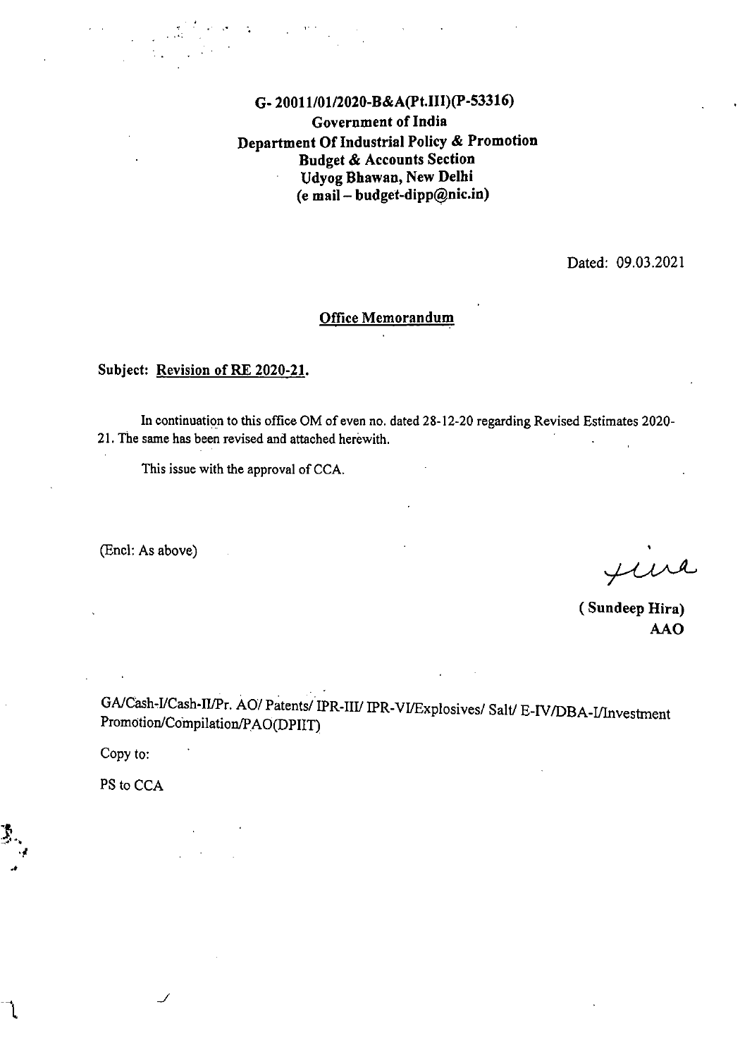**G- 20011/01/2020-B&A(Pt.III)(P-53316)**
**Government of India**
**Department Of Industrial Policy & Promotion**
**Budget & Accounts Section**
**Udyog Bhawan, New Delhi**
**(e mail – budget-dipp@nic.in)**

Dated: 09.03.2021

**Office Memorandum**

**Subject: Revision of RE 2020-21.**

In continuation to this office OM of even no. dated 28-12-20 regarding Revised Estimates 2020-21. The same has been revised and attached herewith.

This issue with the approval of CCA.

(Encl: As above)

Hira

**( Sundeep Hira)**
**AAO**

GA/Cash-I/Cash-II/Pr. AO/ Patents/ IPR-III/ IPR-VI/Explosives/ Salt/ E-IV/DBA-I/Investment Promotion/Compilation/PAO(DPIIT)

Copy to:

PS to CCA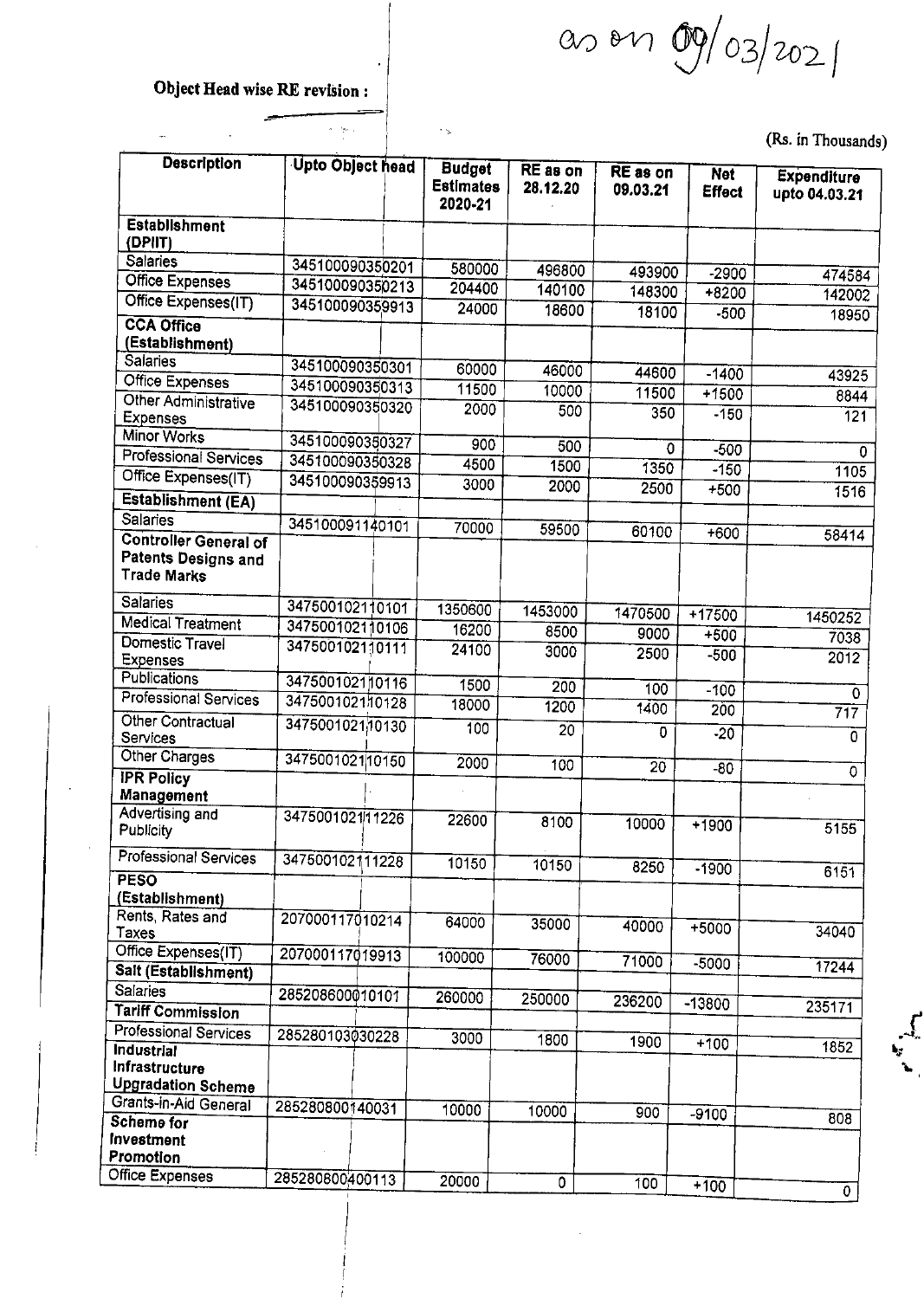as on 09/03/2021

**Object Head wise RE revision :**

(Rs. in Thousands)

| Description | Upto Object head | Budget Estimates 2020-21 | RE as on 28.12.20 | RE as on 09.03.21 | Net Effect | Expenditure upto 04.03.21 |
|---|---|---|---|---|---|---|
| **Establishment (DPIIT)** | | | | | | |
| Salaries | 345100090350201 | 580000 | 496800 | 493900 | -2900 | 474584 |
| Office Expenses | 345100090350213 | 204400 | 140100 | 148300 | +8200 | 142002 |
| Office Expenses(IT) | 345100090359913 | 24000 | 18600 | 18100 | -500 | 18950 |
| **CCA Office (Establishment)** | | | | | | |
| Salaries | 345100090350301 | 60000 | 46000 | 44600 | -1400 | 43925 |
| Office Expenses | 345100090350313 | 11500 | 10000 | 11500 | +1500 | 8844 |
| Other Administrative Expenses | 345100090350320 | 2000 | 500 | 350 | -150 | 121 |
| Minor Works | 345100090350327 | 900 | 500 | 0 | -500 | 0 |
| Professional Services | 345100090350328 | 4500 | 1500 | 1350 | -150 | 1105 |
| Office Expenses(IT) | 345100090359913 | 3000 | 2000 | 2500 | +500 | 1516 |
| **Establishment (EA)** | | | | | | |
| Salaries | 345100091140101 | 70000 | 59500 | 60100 | +600 | 58414 |
| **Controller General of Patents Designs and Trade Marks** | | | | | | |
| Salaries | 347500102110101 | 1350600 | 1453000 | 1470500 | +17500 | 1450252 |
| Medical Treatment | 347500102110106 | 16200 | 8500 | 9000 | +500 | 7038 |
| Domestic Travel Expenses | 347500102110111 | 24100 | 3000 | 2500 | -500 | 2012 |
| Publications | 347500102110116 | 1500 | 200 | 100 | -100 | 0 |
| Professional Services | 347500102110128 | 18000 | 1200 | 1400 | 200 | 717 |
| Other Contractual Services | 347500102110130 | 100 | 20 | 0 | -20 | 0 |
| Other Charges | 347500102110150 | 2000 | 100 | 20 | -80 | 0 |
| **IPR Policy Management** | | | | | | |
| Advertising and Publicity | 347500102111226 | 22600 | 8100 | 10000 | +1900 | 5155 |
| Professional Services | 347500102111228 | 10150 | 10150 | 8250 | -1900 | 6151 |
| **PESO (Establishment)** | | | | | | |
| Rents, Rates and Taxes | 207000117010214 | 64000 | 35000 | 40000 | +5000 | 34040 |
| Office Expenses(IT) | 207000117019913 | 100000 | 76000 | 71000 | -5000 | 17244 |
| **Salt (Establishment)** | | | | | | |
| Salaries | 285208600010101 | 260000 | 250000 | 236200 | -13800 | 235171 |
| **Tariff Commission** | | | | | | |
| Professional Services | 285280103030228 | 3000 | 1800 | 1900 | +100 | 1852 |
| **Industrial Infrastructure Upgradation Scheme** | | | | | | |
| Grants-in-Aid General | 285280800140031 | 10000 | 10000 | 900 | -9100 | 808 |
| **Scheme for Investment Promotion** | | | | | | |
| Office Expenses | 285280800400113 | 20000 | 0 | 100 | +100 | 0 |